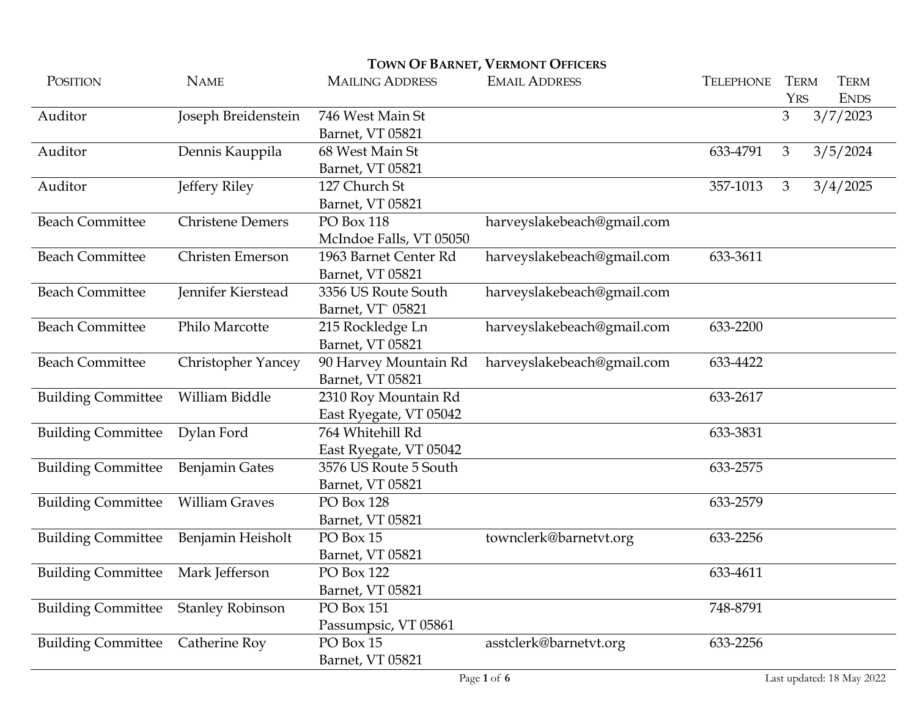## TOWN OF BARNET, VERMONT OFFICERS

| POSITION | NAME | MAILING ADDRESS | EMAIL ADDRESS | TELEPHONE | TERM YRS | TERM ENDS |
|---|---|---|---|---|---|---|
| Auditor | Joseph Breidenstein | 746 West Main St Barnet, VT 05821 | | | 3 | 3/7/2023 |
| Auditor | Dennis Kauppila | 68 West Main St Barnet, VT 05821 | | 633-4791 | 3 | 3/5/2024 |
| Auditor | Jeffery Riley | 127 Church St Barnet, VT 05821 | | 357-1013 | 3 | 3/4/2025 |
| Beach Committee | Christene Demers | PO Box 118 McIndoe Falls, VT 05050 | harveyslakebeach@gmail.com | | | |
| Beach Committee | Christen Emerson | 1963 Barnet Center Rd Barnet, VT 05821 | harveyslakebeach@gmail.com | 633-3611 | | |
| Beach Committee | Jennifer Kierstead | 3356 US Route South Barnet, VT` 05821 | harveyslakebeach@gmail.com | | | |
| Beach Committee | Philo Marcotte | 215 Rockledge Ln Barnet, VT 05821 | harveyslakebeach@gmail.com | 633-2200 | | |
| Beach Committee | Christopher Yancey | 90 Harvey Mountain Rd Barnet, VT 05821 | harveyslakebeach@gmail.com | 633-4422 | | |
| Building Committee | William Biddle | 2310 Roy Mountain Rd East Ryegate, VT 05042 | | 633-2617 | | |
| Building Committee | Dylan Ford | 764 Whitehill Rd East Ryegate, VT 05042 | | 633-3831 | | |
| Building Committee | Benjamin Gates | 3576 US Route 5 South Barnet, VT 05821 | | 633-2575 | | |
| Building Committee | William Graves | PO Box 128 Barnet, VT 05821 | | 633-2579 | | |
| Building Committee | Benjamin Heisholt | PO Box 15 Barnet, VT 05821 | townclerk@barnetvt.org | 633-2256 | | |
| Building Committee | Mark Jefferson | PO Box 122 Barnet, VT 05821 | | 633-4611 | | |
| Building Committee | Stanley Robinson | PO Box 151 Passumpsic, VT 05861 | | 748-8791 | | |
| Building Committee | Catherine Roy | PO Box 15 Barnet, VT 05821 | asstclerk@barnetvt.org | 633-2256 | | |

Last updated: 18 May 2022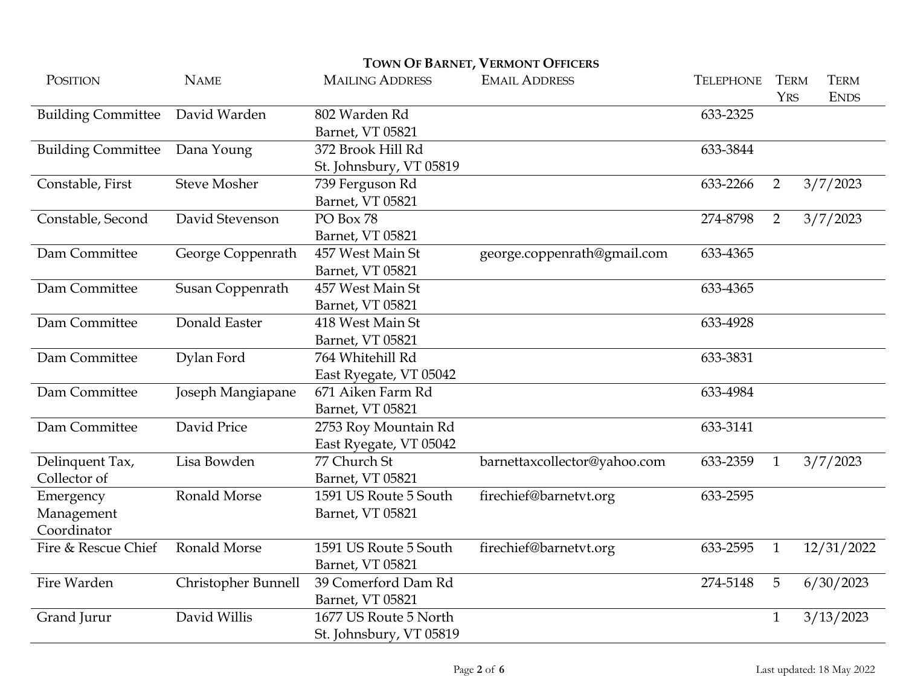**TOWN OF BARNET, VERMONT OFFICERS**

| POSITION | NAME | MAILING ADDRESS | EMAIL ADDRESS | TELEPHONE | TERM YRS | TERM ENDS |
|---|---|---|---|---|---|---|
| Building Committee | David Warden | 802 Warden Rd Barnet, VT 05821 | | 633-2325 | | |
| Building Committee | Dana Young | 372 Brook Hill Rd St. Johnsbury, VT 05819 | | 633-3844 | | |
| Constable, First | Steve Mosher | 739 Ferguson Rd Barnet, VT 05821 | | 633-2266 | 2 | 3/7/2023 |
| Constable, Second | David Stevenson | PO Box 78 Barnet, VT 05821 | | 274-8798 | 2 | 3/7/2023 |
| Dam Committee | George Coppenrath | 457 West Main St Barnet, VT 05821 | george.coppenrath@gmail.com | 633-4365 | | |
| Dam Committee | Susan Coppenrath | 457 West Main St Barnet, VT 05821 | | 633-4365 | | |
| Dam Committee | Donald Easter | 418 West Main St Barnet, VT 05821 | | 633-4928 | | |
| Dam Committee | Dylan Ford | 764 Whitehill Rd East Ryegate, VT 05042 | | 633-3831 | | |
| Dam Committee | Joseph Mangiapane | 671 Aiken Farm Rd Barnet, VT 05821 | | 633-4984 | | |
| Dam Committee | David Price | 2753 Roy Mountain Rd East Ryegate, VT 05042 | | 633-3141 | | |
| Delinquent Tax, Collector of | Lisa Bowden | 77 Church St Barnet, VT 05821 | barnettaxcollector@yahoo.com | 633-2359 | 1 | 3/7/2023 |
| Emergency Management Coordinator | Ronald Morse | 1591 US Route 5 South Barnet, VT 05821 | firechief@barnetvt.org | 633-2595 | | |
| Fire & Rescue Chief | Ronald Morse | 1591 US Route 5 South Barnet, VT 05821 | firechief@barnetvt.org | 633-2595 | 1 | 12/31/2022 |
| Fire Warden | Christopher Bunnell | 39 Comerford Dam Rd Barnet, VT 05821 | | 274-5148 | 5 | 6/30/2023 |
| Grand Jurur | David Willis | 1677 US Route 5 North St. Johnsbury, VT 05819 | | | 1 | 3/13/2023 |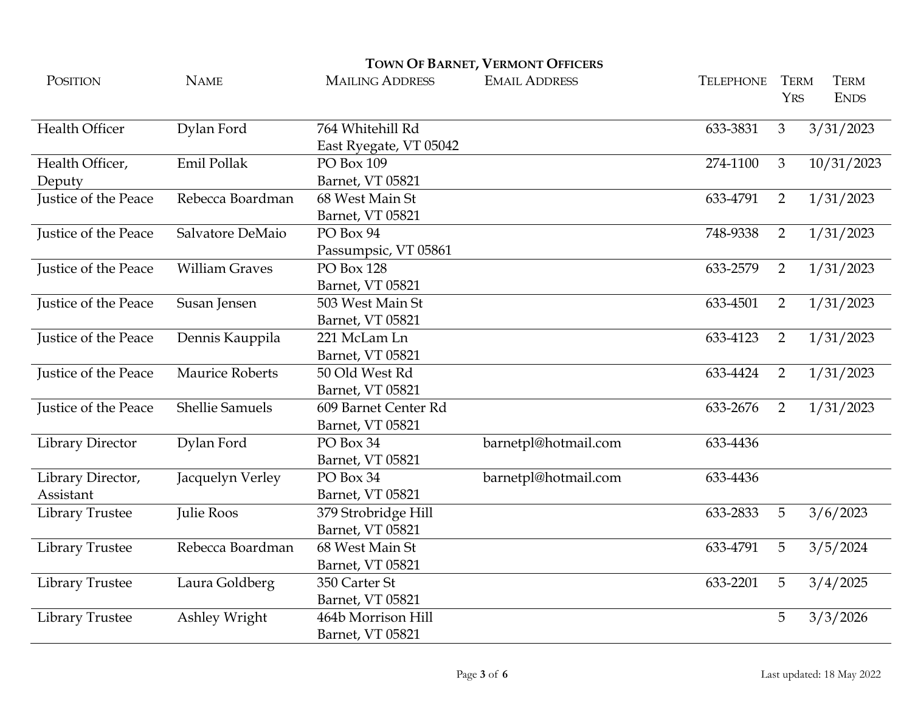## TOWN OF BARNET, VERMONT OFFICERS

| POSITION | NAME | MAILING ADDRESS | EMAIL ADDRESS | TELEPHONE | TERM YRS | TERM ENDS |
|---|---|---|---|---|---|---|
| Health Officer | Dylan Ford | 764 Whitehill Rd<br>East Ryegate, VT 05042 | | 633-3831 | 3 | 3/31/2023 |
| Health Officer, Deputy | Emil Pollak | PO Box 109<br>Barnet, VT 05821 | | 274-1100 | 3 | 10/31/2023 |
| Justice of the Peace | Rebecca Boardman | 68 West Main St<br>Barnet, VT 05821 | | 633-4791 | 2 | 1/31/2023 |
| Justice of the Peace | Salvatore DeMaio | PO Box 94<br>Passumpsic, VT 05861 | | 748-9338 | 2 | 1/31/2023 |
| Justice of the Peace | William Graves | PO Box 128<br>Barnet, VT 05821 | | 633-2579 | 2 | 1/31/2023 |
| Justice of the Peace | Susan Jensen | 503 West Main St<br>Barnet, VT 05821 | | 633-4501 | 2 | 1/31/2023 |
| Justice of the Peace | Dennis Kauppila | 221 McLam Ln<br>Barnet, VT 05821 | | 633-4123 | 2 | 1/31/2023 |
| Justice of the Peace | Maurice Roberts | 50 Old West Rd<br>Barnet, VT 05821 | | 633-4424 | 2 | 1/31/2023 |
| Justice of the Peace | Shellie Samuels | 609 Barnet Center Rd<br>Barnet, VT 05821 | | 633-2676 | 2 | 1/31/2023 |
| Library Director | Dylan Ford | PO Box 34<br>Barnet, VT 05821 | barnetpl@hotmail.com | 633-4436 | | |
| Library Director, Assistant | Jacquelyn Verley | PO Box 34<br>Barnet, VT 05821 | barnetpl@hotmail.com | 633-4436 | | |
| Library Trustee | Julie Roos | 379 Strobridge Hill<br>Barnet, VT 05821 | | 633-2833 | 5 | 3/6/2023 |
| Library Trustee | Rebecca Boardman | 68 West Main St<br>Barnet, VT 05821 | | 633-4791 | 5 | 3/5/2024 |
| Library Trustee | Laura Goldberg | 350 Carter St<br>Barnet, VT 05821 | | 633-2201 | 5 | 3/4/2025 |
| Library Trustee | Ashley Wright | 464b Morrison Hill<br>Barnet, VT 05821 | | | 5 | 3/3/2026 |

Last updated: 18 May 2022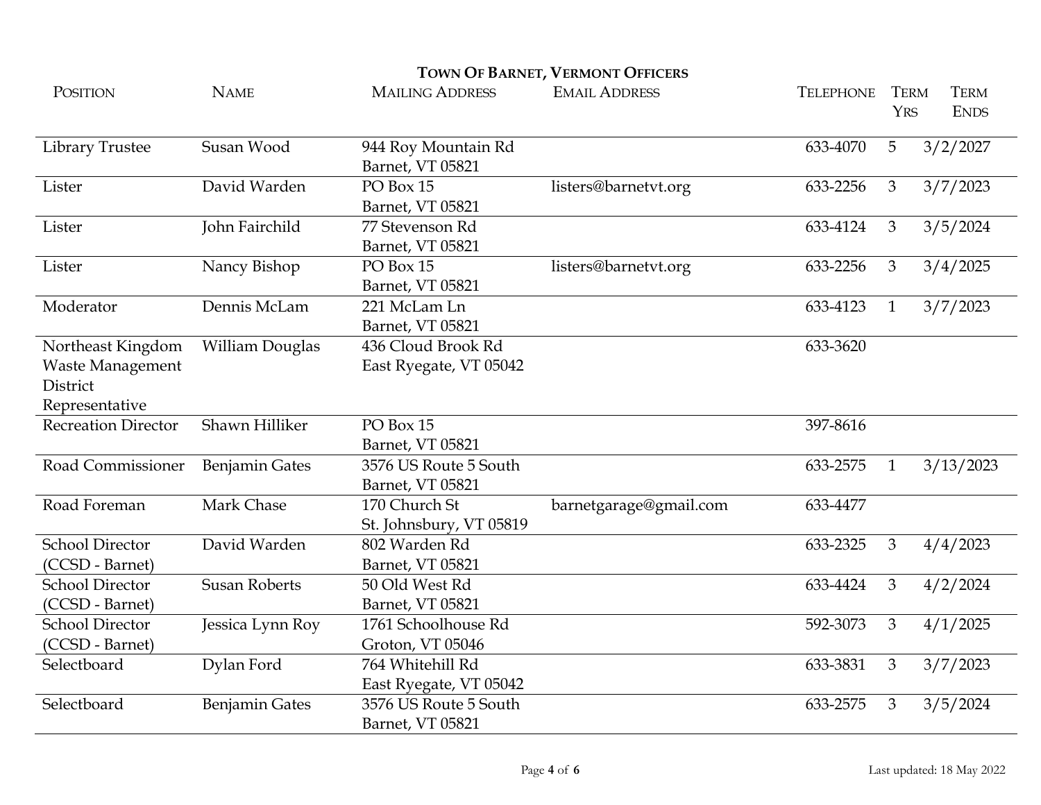## Town Of Barnet, Vermont Officers

| Position | Name | Mailing Address | Email Address | Telephone | Term Yrs | Term Ends |
|---|---|---|---|---|---|---|
| Library Trustee | Susan Wood | 944 Roy Mountain Rd Barnet, VT 05821 | | 633-4070 | 5 | 3/2/2027 |
| Lister | David Warden | PO Box 15 Barnet, VT 05821 | listers@barnetvt.org | 633-2256 | 3 | 3/7/2023 |
| Lister | John Fairchild | 77 Stevenson Rd Barnet, VT 05821 | | 633-4124 | 3 | 3/5/2024 |
| Lister | Nancy Bishop | PO Box 15 Barnet, VT 05821 | listers@barnetvt.org | 633-2256 | 3 | 3/4/2025 |
| Moderator | Dennis McLam | 221 McLam Ln Barnet, VT 05821 | | 633-4123 | 1 | 3/7/2023 |
| Northeast Kingdom Waste Management District Representative | William Douglas | 436 Cloud Brook Rd East Ryegate, VT 05042 | | 633-3620 | | |
| Recreation Director | Shawn Hilliker | PO Box 15 Barnet, VT 05821 | | 397-8616 | | |
| Road Commissioner | Benjamin Gates | 3576 US Route 5 South Barnet, VT 05821 | | 633-2575 | 1 | 3/13/2023 |
| Road Foreman | Mark Chase | 170 Church St St. Johnsbury, VT 05819 | barnetgarage@gmail.com | 633-4477 | | |
| School Director (CCSD - Barnet) | David Warden | 802 Warden Rd Barnet, VT 05821 | | 633-2325 | 3 | 4/4/2023 |
| School Director (CCSD - Barnet) | Susan Roberts | 50 Old West Rd Barnet, VT 05821 | | 633-4424 | 3 | 4/2/2024 |
| School Director (CCSD - Barnet) | Jessica Lynn Roy | 1761 Schoolhouse Rd Groton, VT 05046 | | 592-3073 | 3 | 4/1/2025 |
| Selectboard | Dylan Ford | 764 Whitehill Rd East Ryegate, VT 05042 | | 633-3831 | 3 | 3/7/2023 |
| Selectboard | Benjamin Gates | 3576 US Route 5 South Barnet, VT 05821 | | 633-2575 | 3 | 3/5/2024 |

Last updated: 18 May 2022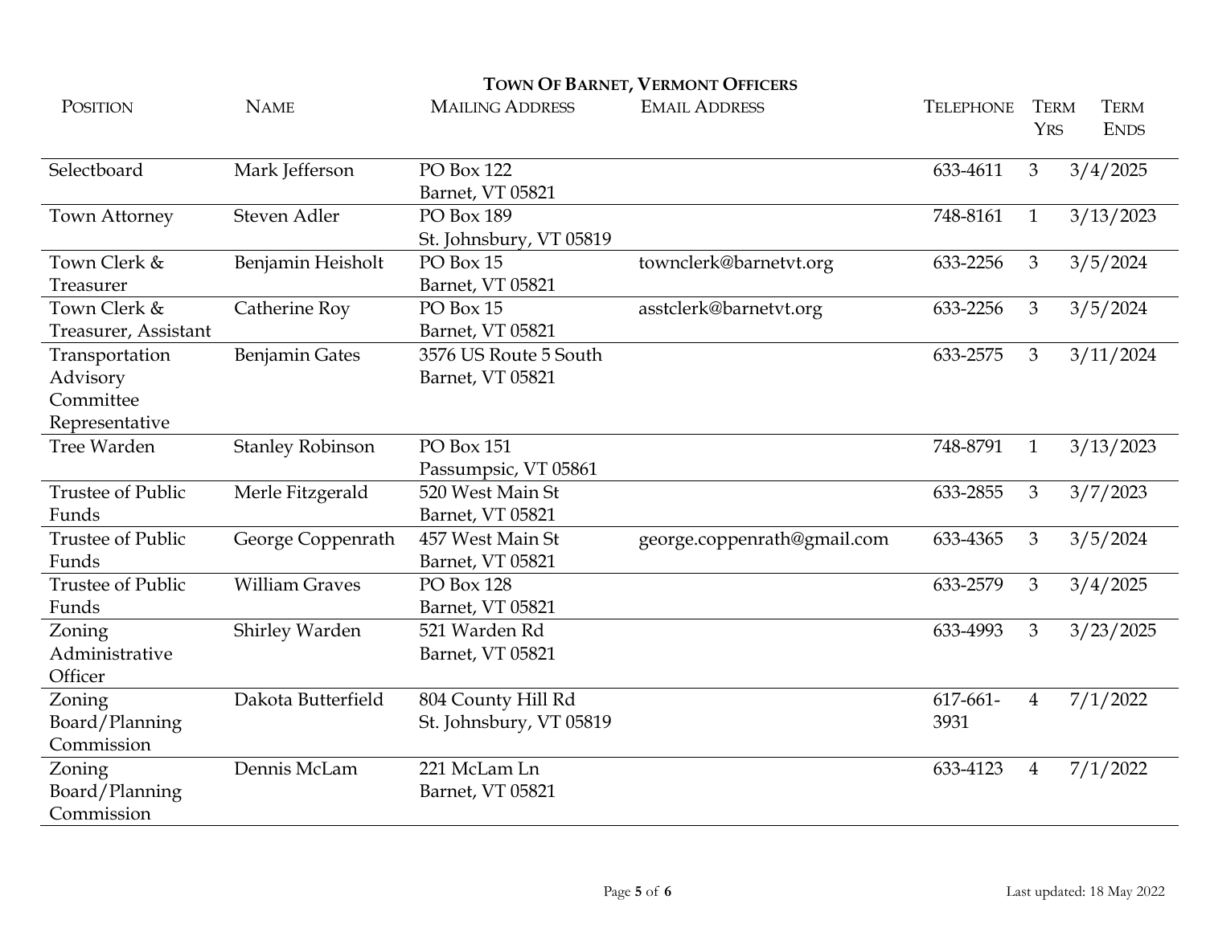**Town Of Barnet, Vermont Officers**

| Position | Name | Mailing Address | Email Address | Telephone | Term Yrs | Term Ends |
|---|---|---|---|---|---|---|
| Selectboard | Mark Jefferson | PO Box 122 Barnet, VT 05821 | | 633-4611 | 3 | 3/4/2025 |
| Town Attorney | Steven Adler | PO Box 189 St. Johnsbury, VT 05819 | | 748-8161 | 1 | 3/13/2023 |
| Town Clerk & Treasurer | Benjamin Heisholt | PO Box 15 Barnet, VT 05821 | townclerk@barnetvt.org | 633-2256 | 3 | 3/5/2024 |
| Town Clerk & Treasurer, Assistant | Catherine Roy | PO Box 15 Barnet, VT 05821 | asstclerk@barnetvt.org | 633-2256 | 3 | 3/5/2024 |
| Transportation Advisory Committee Representative | Benjamin Gates | 3576 US Route 5 South Barnet, VT 05821 | | 633-2575 | 3 | 3/11/2024 |
| Tree Warden | Stanley Robinson | PO Box 151 Passumpsic, VT 05861 | | 748-8791 | 1 | 3/13/2023 |
| Trustee of Public Funds | Merle Fitzgerald | 520 West Main St Barnet, VT 05821 | | 633-2855 | 3 | 3/7/2023 |
| Trustee of Public Funds | George Coppenrath | 457 West Main St Barnet, VT 05821 | george.coppenrath@gmail.com | 633-4365 | 3 | 3/5/2024 |
| Trustee of Public Funds | William Graves | PO Box 128 Barnet, VT 05821 | | 633-2579 | 3 | 3/4/2025 |
| Zoning Administrative Officer | Shirley Warden | 521 Warden Rd Barnet, VT 05821 | | 633-4993 | 3 | 3/23/2025 |
| Zoning Board/Planning Commission | Dakota Butterfield | 804 County Hill Rd St. Johnsbury, VT 05819 | | 617-661-3931 | 4 | 7/1/2022 |
| Zoning Board/Planning Commission | Dennis McLam | 221 McLam Ln Barnet, VT 05821 | | 633-4123 | 4 | 7/1/2022 |

Last updated: 18 May 2022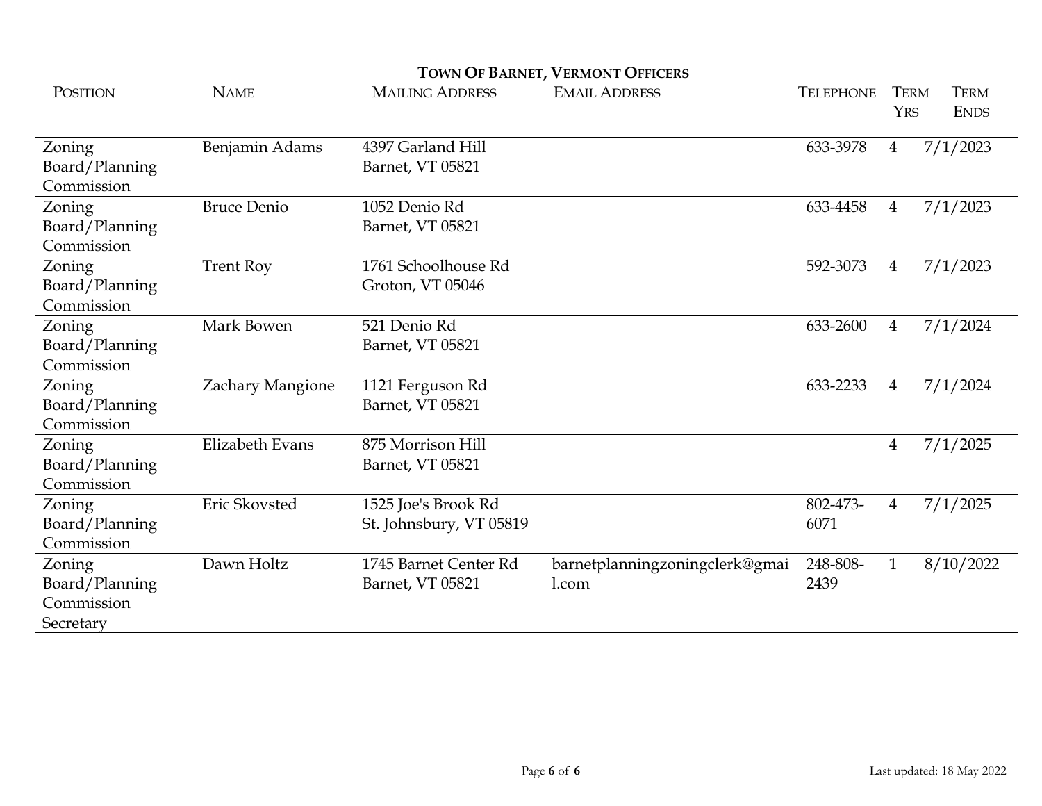## Town Of Barnet, Vermont Officers

| Position | Name | Mailing Address | Email Address | Telephone | Term Yrs | Term Ends |
|---|---|---|---|---|---|---|
| Zoning Board/Planning Commission | Benjamin Adams | 4397 Garland Hill Barnet, VT 05821 | | 633-3978 | 4 | 7/1/2023 |
| Zoning Board/Planning Commission | Bruce Denio | 1052 Denio Rd Barnet, VT 05821 | | 633-4458 | 4 | 7/1/2023 |
| Zoning Board/Planning Commission | Trent Roy | 1761 Schoolhouse Rd Groton, VT 05046 | | 592-3073 | 4 | 7/1/2023 |
| Zoning Board/Planning Commission | Mark Bowen | 521 Denio Rd Barnet, VT 05821 | | 633-2600 | 4 | 7/1/2024 |
| Zoning Board/Planning Commission | Zachary Mangione | 1121 Ferguson Rd Barnet, VT 05821 | | 633-2233 | 4 | 7/1/2024 |
| Zoning Board/Planning Commission | Elizabeth Evans | 875 Morrison Hill Barnet, VT 05821 | | | 4 | 7/1/2025 |
| Zoning Board/Planning Commission | Eric Skovsted | 1525 Joe's Brook Rd St. Johnsbury, VT 05819 | | 802-473-6071 | 4 | 7/1/2025 |
| Zoning Board/Planning Commission Secretary | Dawn Holtz | 1745 Barnet Center Rd Barnet, VT 05821 | barnetplanningzoningclerk@gmail.com | 248-808-2439 | 1 | 8/10/2022 |

Last updated: 18 May 2022